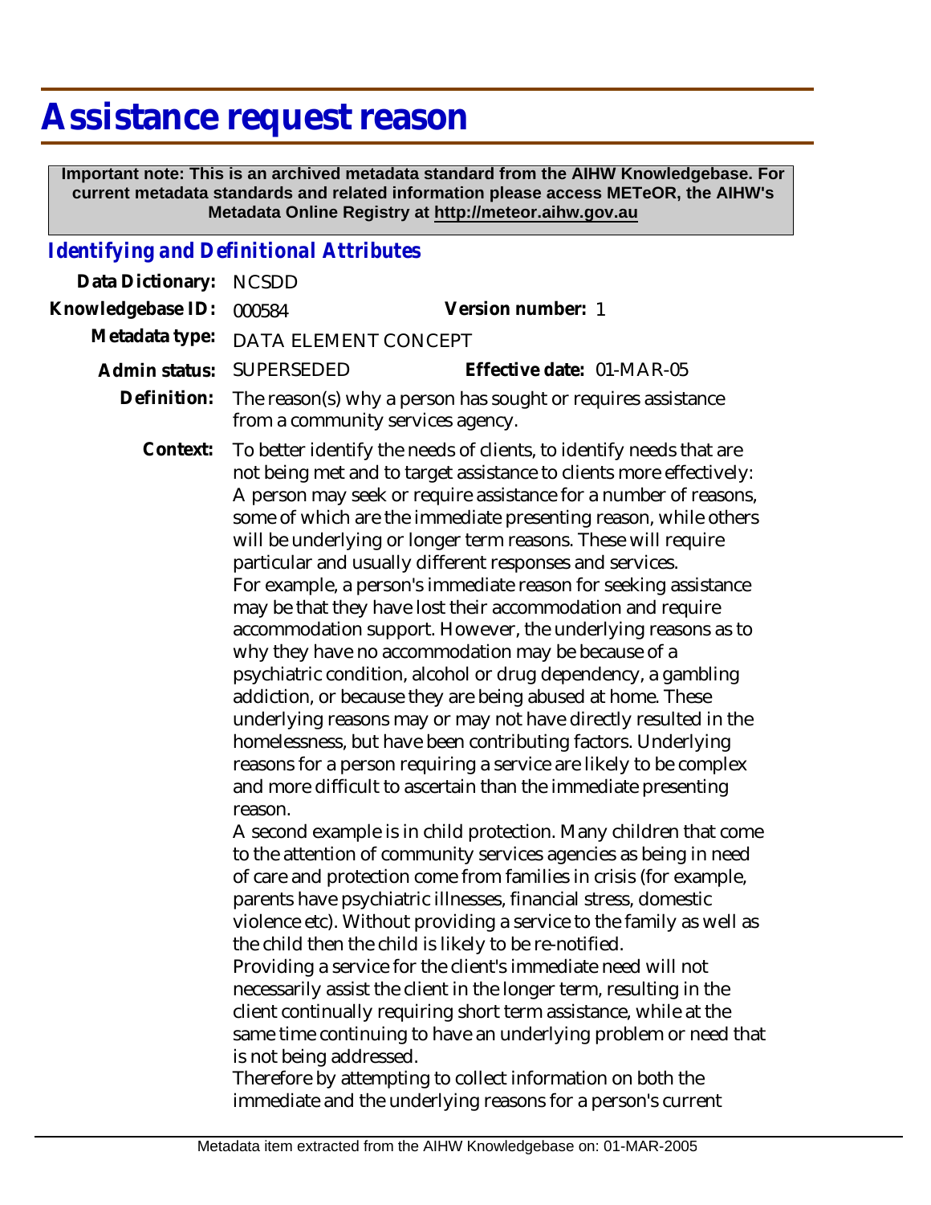# Assistance request reason

**Important note: This is an archived metadata standard from the AIHW Knowledgebase. For current metadata standards and related information please access METeOR, the AIHW's Metadata Online Registry at http://meteor.aihw.gov.au**

## *Identifying and Definitional Attributes*

**Data Dictionary:** NCSDD

**Knowledgebase ID:** 000584 **Version number:** 1

**Metadata type:** DATA ELEMENT CONCEPT

**Admin status:** SUPERSEDED **Effective date:** 01-MAR-05

**Definition:** The reason(s) why a person has sought or requires assistance from a community services agency.

**Context:** To better identify the needs of clients, to identify needs that are not being met and to target assistance to clients more effectively: A person may seek or require assistance for a number of reasons, some of which are the immediate presenting reason, while others will be underlying or longer term reasons. These will require particular and usually different responses and services.

For example, a person's immediate reason for seeking assistance may be that they have lost their accommodation and require accommodation support. However, the underlying reasons as to why they have no accommodation may be because of a psychiatric condition, alcohol or drug dependency, a gambling addiction, or because they are being abused at home. These underlying reasons may or may not have directly resulted in the homelessness, but have been contributing factors. Underlying reasons for a person requiring a service are likely to be complex and more difficult to ascertain than the immediate presenting reason.

A second example is in child protection. Many children that come to the attention of community services agencies as being in need of care and protection come from families in crisis (for example, parents have psychiatric illnesses, financial stress, domestic violence etc). Without providing a service to the family as well as the child then the child is likely to be re-notified.

Providing a service for the client's immediate need will not necessarily assist the client in the longer term, resulting in the client continually requiring short term assistance, while at the same time continuing to have an underlying problem or need that is not being addressed.

Therefore by attempting to collect information on both the immediate and the underlying reasons for a person's current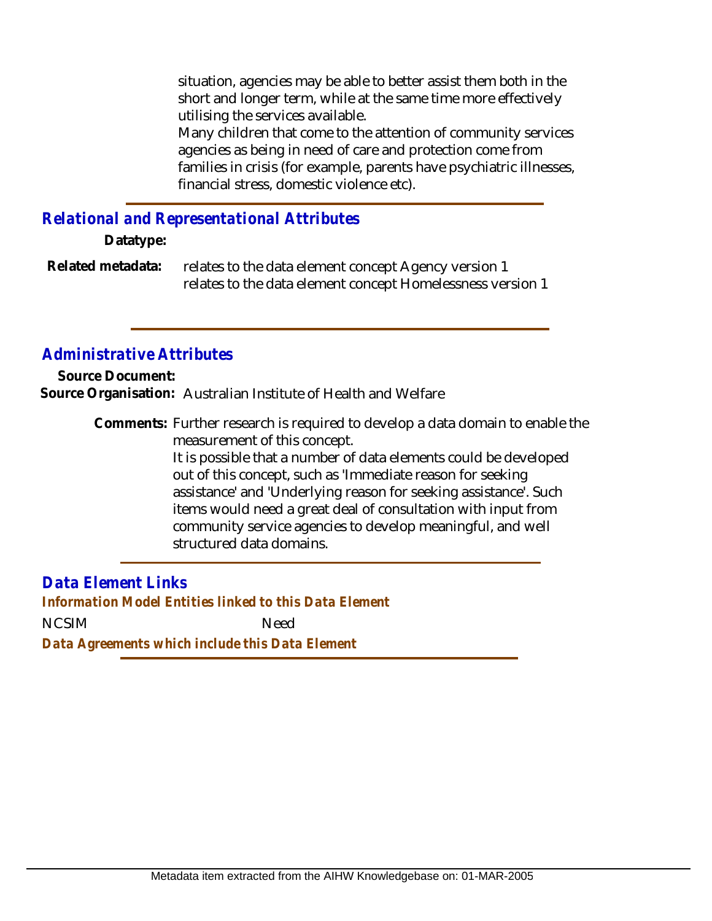situation, agencies may be able to better assist them both in the short and longer term, while at the same time more effectively utilising the services available.

Many children that come to the attention of community services agencies as being in need of care and protection come from families in crisis (for example, parents have psychiatric illnesses, financial stress, domestic violence etc).

## Relational and Representational Attributes

**Datatype:**

**Related metadata:** relates to the data element concept Agency version 1
relates to the data element concept Homelessness version 1

## Administrative Attributes

**Source Document:**

**Source Organisation:** Australian Institute of Health and Welfare

**Comments:** Further research is required to develop a data domain to enable the measurement of this concept.

It is possible that a number of data elements could be developed out of this concept, such as 'Immediate reason for seeking assistance' and 'Underlying reason for seeking assistance'. Such items would need a great deal of consultation with input from community service agencies to develop meaningful, and well structured data domains.

## Data Element Links

### Information Model Entities linked to this Data Element

NCSIM Need

### Data Agreements which include this Data Element

Metadata item extracted from the AIHW Knowledgebase on: 01-MAR-2005